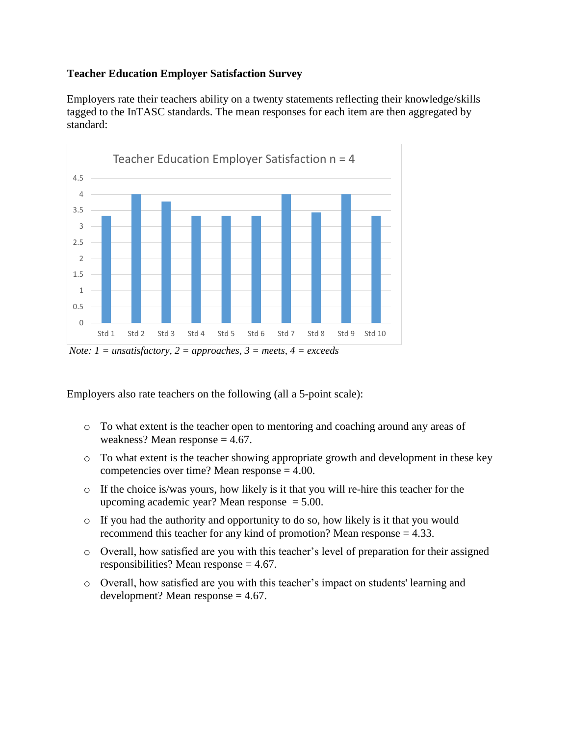**Teacher Education Employer Satisfaction Survey**

Employers rate their teachers ability on a twenty statements reflecting their knowledge/skills tagged to the InTASC standards. The mean responses for each item are then aggregated by standard:

Teacher Education Employer Satisfaction n = 4

*Note: 1 = unsatisfactory, 2 = approaches, 3 = meets, 4 = exceeds*

Employers also rate teachers on the following (all a 5-point scale):

- To what extent is the teacher open to mentoring and coaching around any areas of weakness? Mean response = 4.67.
- To what extent is the teacher showing appropriate growth and development in these key competencies over time? Mean response = 4.00.
- If the choice is/was yours, how likely is it that you will re-hire this teacher for the upcoming academic year? Mean response = 5.00.
- If you had the authority and opportunity to do so, how likely is it that you would recommend this teacher for any kind of promotion? Mean response = 4.33.
- Overall, how satisfied are you with this teacher's level of preparation for their assigned responsibilities? Mean response = 4.67.
- Overall, how satisfied are you with this teacher's impact on students' learning and development? Mean response = 4.67.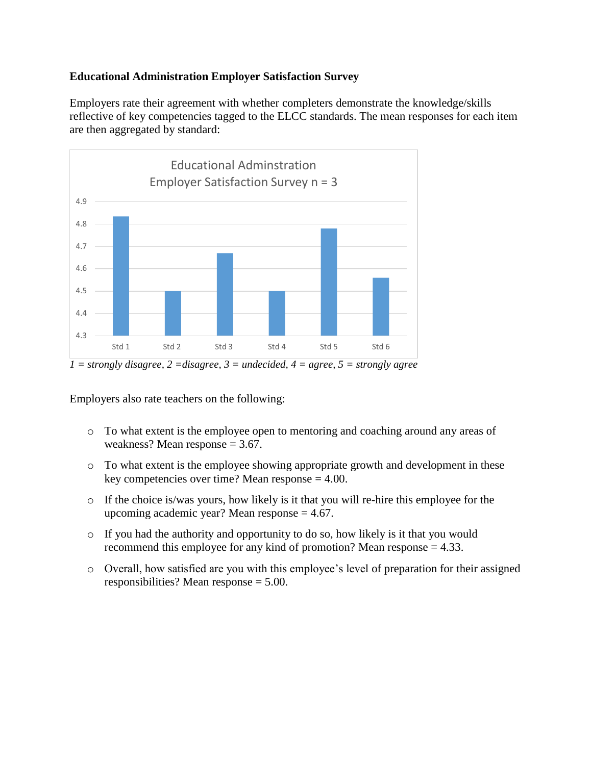**Educational Administration Employer Satisfaction Survey**

Employers rate their agreement with whether completers demonstrate the knowledge/skills reflective of key competencies tagged to the ELCC standards. The mean responses for each item are then aggregated by standard:

Educational Adminstration
Employer Satisfaction Survey n = 3

4.9
4.8
4.7
4.6
4.5
4.4
4.3

Std 1
Std 2
Std 3
Std 4
Std 5
Std 6

*1 = strongly disagree, 2 =disagree, 3 = undecided, 4 = agree, 5 = strongly agree*

Employers also rate teachers on the following:

- To what extent is the employee open to mentoring and coaching around any areas of weakness? Mean response = 3.67.
- To what extent is the employee showing appropriate growth and development in these key competencies over time? Mean response = 4.00.
- If the choice is/was yours, how likely is it that you will re-hire this employee for the upcoming academic year? Mean response = 4.67.
- If you had the authority and opportunity to do so, how likely is it that you would recommend this employee for any kind of promotion? Mean response = 4.33.
- Overall, how satisfied are you with this employee's level of preparation for their assigned responsibilities? Mean response = 5.00.